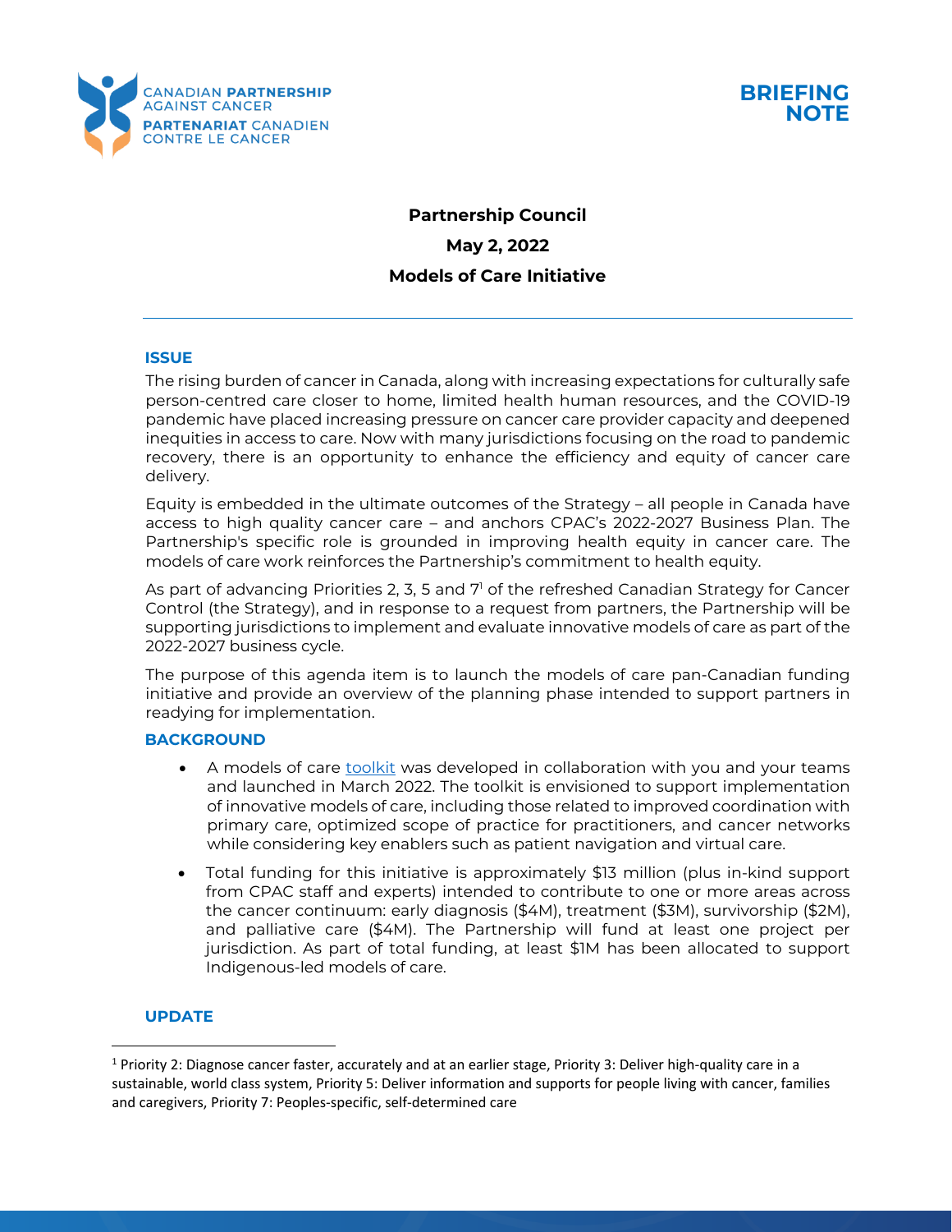**BRIEFING NOTE**

**Partnership Council**

**May 2, 2022**

**Models of Care Initiative**

---

## ISSUE

The rising burden of cancer in Canada, along with increasing expectations for culturally safe person-centred care closer to home, limited health human resources, and the COVID-19 pandemic have placed increasing pressure on cancer care provider capacity and deepened inequities in access to care. Now with many jurisdictions focusing on the road to pandemic recovery, there is an opportunity to enhance the efficiency and equity of cancer care delivery.

Equity is embedded in the ultimate outcomes of the Strategy – all people in Canada have access to high quality cancer care – and anchors CPAC's 2022-2027 Business Plan. The Partnership's specific role is grounded in improving health equity in cancer care. The models of care work reinforces the Partnership's commitment to health equity.

As part of advancing Priorities 2, 3, 5 and 7[1] of the refreshed Canadian Strategy for Cancer Control (the Strategy), and in response to a request from partners, the Partnership will be supporting jurisdictions to implement and evaluate innovative models of care as part of the 2022-2027 business cycle.

The purpose of this agenda item is to launch the models of care pan-Canadian funding initiative and provide an overview of the planning phase intended to support partners in readying for implementation.

## BACKGROUND

- A models of care toolkit was developed in collaboration with you and your teams and launched in March 2022. The toolkit is envisioned to support implementation of innovative models of care, including those related to improved coordination with primary care, optimized scope of practice for practitioners, and cancer networks while considering key enablers such as patient navigation and virtual care.
- Total funding for this initiative is approximately $13 million (plus in-kind support from CPAC staff and experts) intended to contribute to one or more areas across the cancer continuum: early diagnosis ($4M), treatment ($3M), survivorship ($2M), and palliative care ($4M). The Partnership will fund at least one project per jurisdiction. As part of total funding, at least $1M has been allocated to support Indigenous-led models of care.

## UPDATE

---

[1] Priority 2: Diagnose cancer faster, accurately and at an earlier stage, Priority 3: Deliver high-quality care in a sustainable, world class system, Priority 5: Deliver information and supports for people living with cancer, families and caregivers, Priority 7: Peoples-specific, self-determined care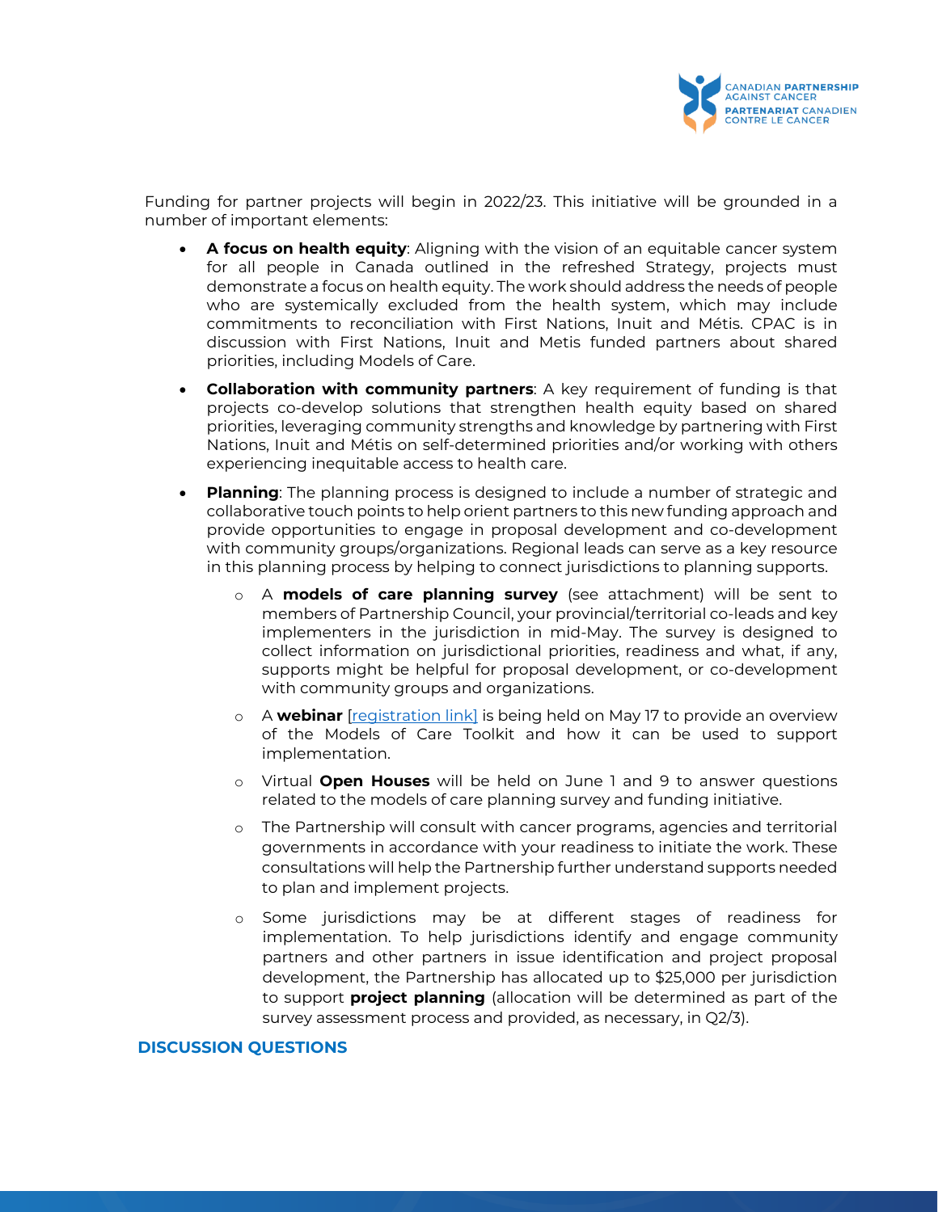Funding for partner projects will begin in 2022/23. This initiative will be grounded in a number of important elements:

- **A focus on health equity**: Aligning with the vision of an equitable cancer system for all people in Canada outlined in the refreshed Strategy, projects must demonstrate a focus on health equity. The work should address the needs of people who are systemically excluded from the health system, which may include commitments to reconciliation with First Nations, Inuit and Métis. CPAC is in discussion with First Nations, Inuit and Metis funded partners about shared priorities, including Models of Care.
- **Collaboration with community partners**: A key requirement of funding is that projects co-develop solutions that strengthen health equity based on shared priorities, leveraging community strengths and knowledge by partnering with First Nations, Inuit and Métis on self-determined priorities and/or working with others experiencing inequitable access to health care.
- **Planning**: The planning process is designed to include a number of strategic and collaborative touch points to help orient partners to this new funding approach and provide opportunities to engage in proposal development and co-development with community groups/organizations. Regional leads can serve as a key resource in this planning process by helping to connect jurisdictions to planning supports.
  - A **models of care planning survey** (see attachment) will be sent to members of Partnership Council, your provincial/territorial co-leads and key implementers in the jurisdiction in mid-May. The survey is designed to collect information on jurisdictional priorities, readiness and what, if any, supports might be helpful for proposal development, or co-development with community groups and organizations.
  - A **webinar** [registration link] is being held on May 17 to provide an overview of the Models of Care Toolkit and how it can be used to support implementation.
  - Virtual **Open Houses** will be held on June 1 and 9 to answer questions related to the models of care planning survey and funding initiative.
  - The Partnership will consult with cancer programs, agencies and territorial governments in accordance with your readiness to initiate the work. These consultations will help the Partnership further understand supports needed to plan and implement projects.
  - Some jurisdictions may be at different stages of readiness for implementation. To help jurisdictions identify and engage community partners and other partners in issue identification and project proposal development, the Partnership has allocated up to $25,000 per jurisdiction to support **project planning** (allocation will be determined as part of the survey assessment process and provided, as necessary, in Q2/3).

## DISCUSSION QUESTIONS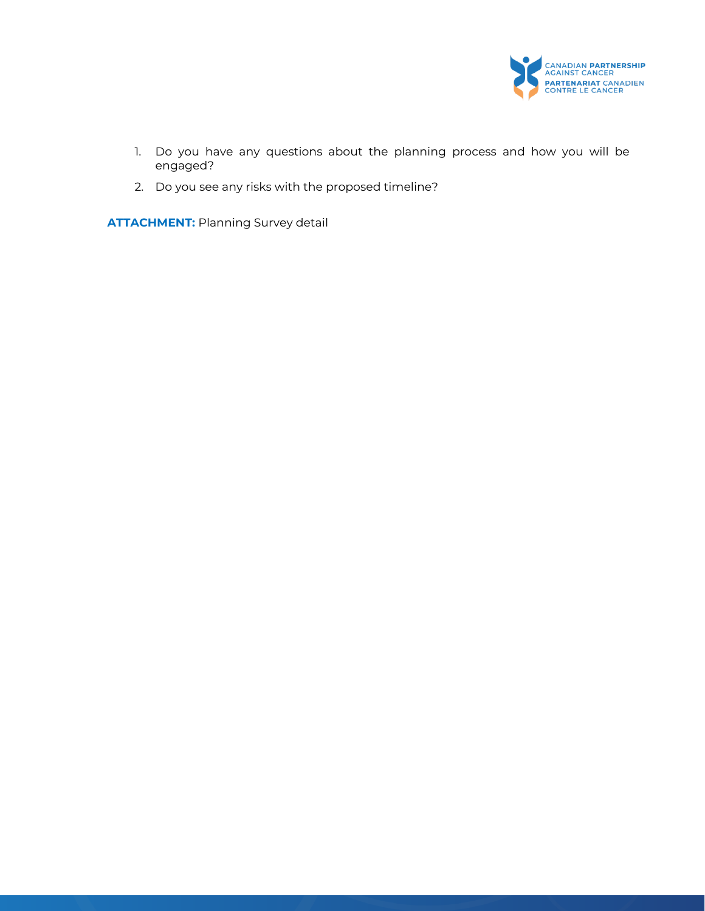1. Do you have any questions about the planning process and how you will be engaged?
2. Do you see any risks with the proposed timeline?

**ATTACHMENT:** Planning Survey detail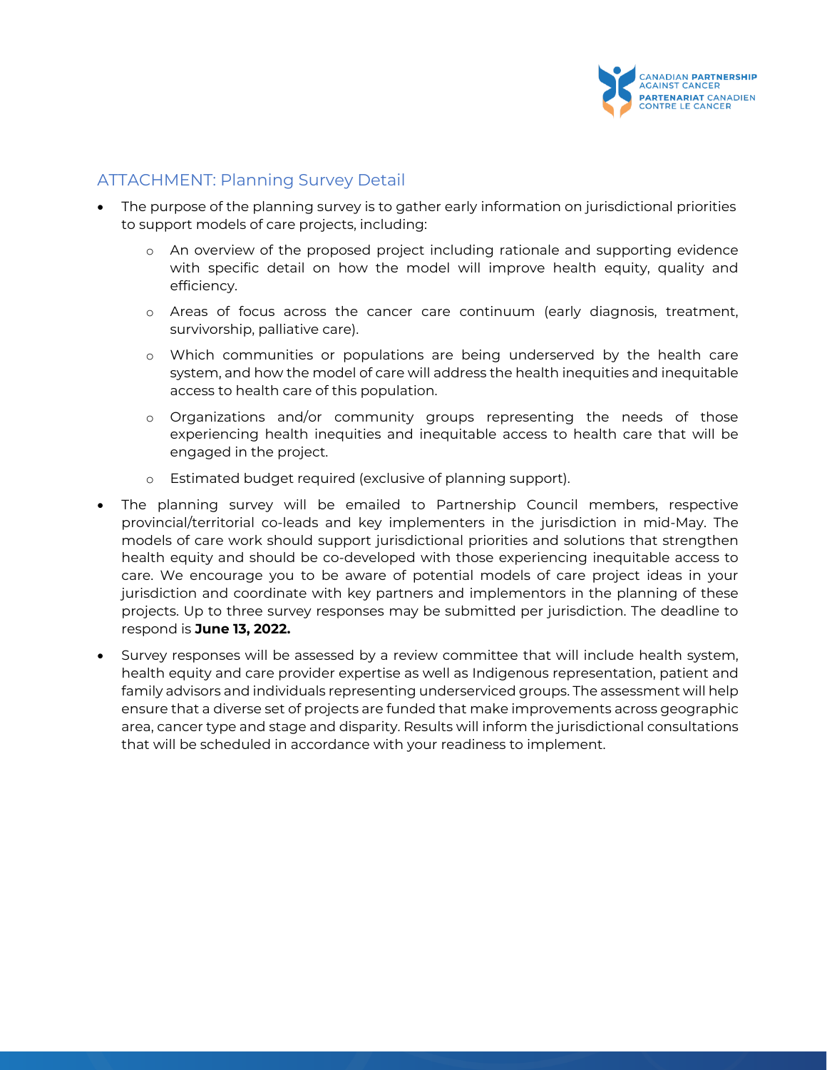## ATTACHMENT: Planning Survey Detail

- The purpose of the planning survey is to gather early information on jurisdictional priorities to support models of care projects, including:
  - An overview of the proposed project including rationale and supporting evidence with specific detail on how the model will improve health equity, quality and efficiency.
  - Areas of focus across the cancer care continuum (early diagnosis, treatment, survivorship, palliative care).
  - Which communities or populations are being underserved by the health care system, and how the model of care will address the health inequities and inequitable access to health care of this population.
  - Organizations and/or community groups representing the needs of those experiencing health inequities and inequitable access to health care that will be engaged in the project.
  - Estimated budget required (exclusive of planning support).
- The planning survey will be emailed to Partnership Council members, respective provincial/territorial co-leads and key implementers in the jurisdiction in mid-May. The models of care work should support jurisdictional priorities and solutions that strengthen health equity and should be co-developed with those experiencing inequitable access to care. We encourage you to be aware of potential models of care project ideas in your jurisdiction and coordinate with key partners and implementors in the planning of these projects. Up to three survey responses may be submitted per jurisdiction. The deadline to respond is **June 13, 2022.**
- Survey responses will be assessed by a review committee that will include health system, health equity and care provider expertise as well as Indigenous representation, patient and family advisors and individuals representing underserviced groups. The assessment will help ensure that a diverse set of projects are funded that make improvements across geographic area, cancer type and stage and disparity. Results will inform the jurisdictional consultations that will be scheduled in accordance with your readiness to implement.